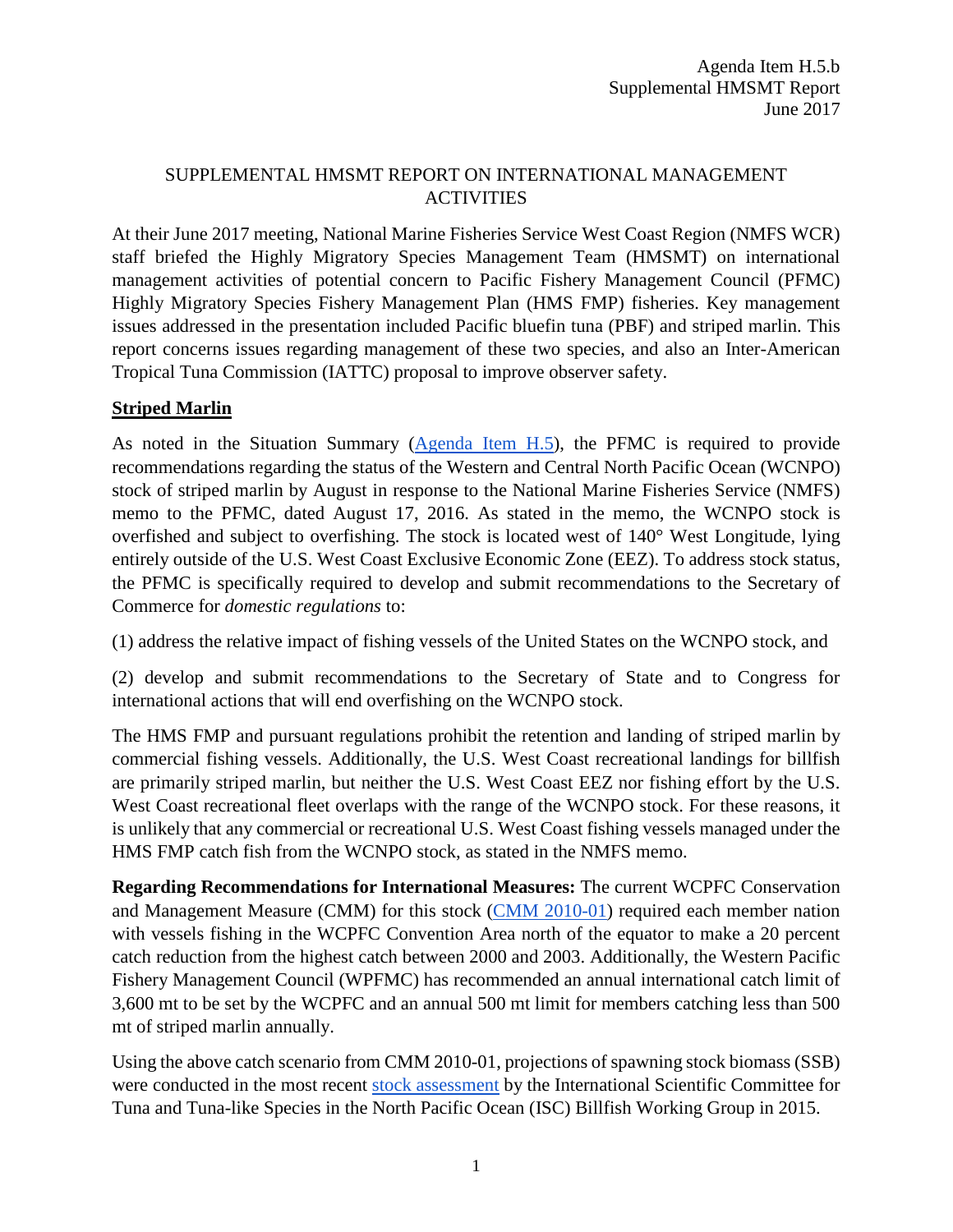Agenda Item H.5.b
Supplemental HMSMT Report
June 2017

# SUPPLEMENTAL HMSMT REPORT ON INTERNATIONAL MANAGEMENT ACTIVITIES

At their June 2017 meeting, National Marine Fisheries Service West Coast Region (NMFS WCR) staff briefed the Highly Migratory Species Management Team (HMSMT) on international management activities of potential concern to Pacific Fishery Management Council (PFMC) Highly Migratory Species Fishery Management Plan (HMS FMP) fisheries. Key management issues addressed in the presentation included Pacific bluefin tuna (PBF) and striped marlin. This report concerns issues regarding management of these two species, and also an Inter-American Tropical Tuna Commission (IATTC) proposal to improve observer safety.

## Striped Marlin

As noted in the Situation Summary (Agenda Item H.5), the PFMC is required to provide recommendations regarding the status of the Western and Central North Pacific Ocean (WCNPO) stock of striped marlin by August in response to the National Marine Fisheries Service (NMFS) memo to the PFMC, dated August 17, 2016. As stated in the memo, the WCNPO stock is overfished and subject to overfishing. The stock is located west of 140° West Longitude, lying entirely outside of the U.S. West Coast Exclusive Economic Zone (EEZ). To address stock status, the PFMC is specifically required to develop and submit recommendations to the Secretary of Commerce for *domestic regulations* to:

(1) address the relative impact of fishing vessels of the United States on the WCNPO stock, and

(2) develop and submit recommendations to the Secretary of State and to Congress for international actions that will end overfishing on the WCNPO stock.

The HMS FMP and pursuant regulations prohibit the retention and landing of striped marlin by commercial fishing vessels. Additionally, the U.S. West Coast recreational landings for billfish are primarily striped marlin, but neither the U.S. West Coast EEZ nor fishing effort by the U.S. West Coast recreational fleet overlaps with the range of the WCNPO stock. For these reasons, it is unlikely that any commercial or recreational U.S. West Coast fishing vessels managed under the HMS FMP catch fish from the WCNPO stock, as stated in the NMFS memo.

**Regarding Recommendations for International Measures:** The current WCPFC Conservation and Management Measure (CMM) for this stock (CMM 2010-01) required each member nation with vessels fishing in the WCPFC Convention Area north of the equator to make a 20 percent catch reduction from the highest catch between 2000 and 2003. Additionally, the Western Pacific Fishery Management Council (WPFMC) has recommended an annual international catch limit of 3,600 mt to be set by the WCPFC and an annual 500 mt limit for members catching less than 500 mt of striped marlin annually.

Using the above catch scenario from CMM 2010-01, projections of spawning stock biomass (SSB) were conducted in the most recent stock assessment by the International Scientific Committee for Tuna and Tuna-like Species in the North Pacific Ocean (ISC) Billfish Working Group in 2015.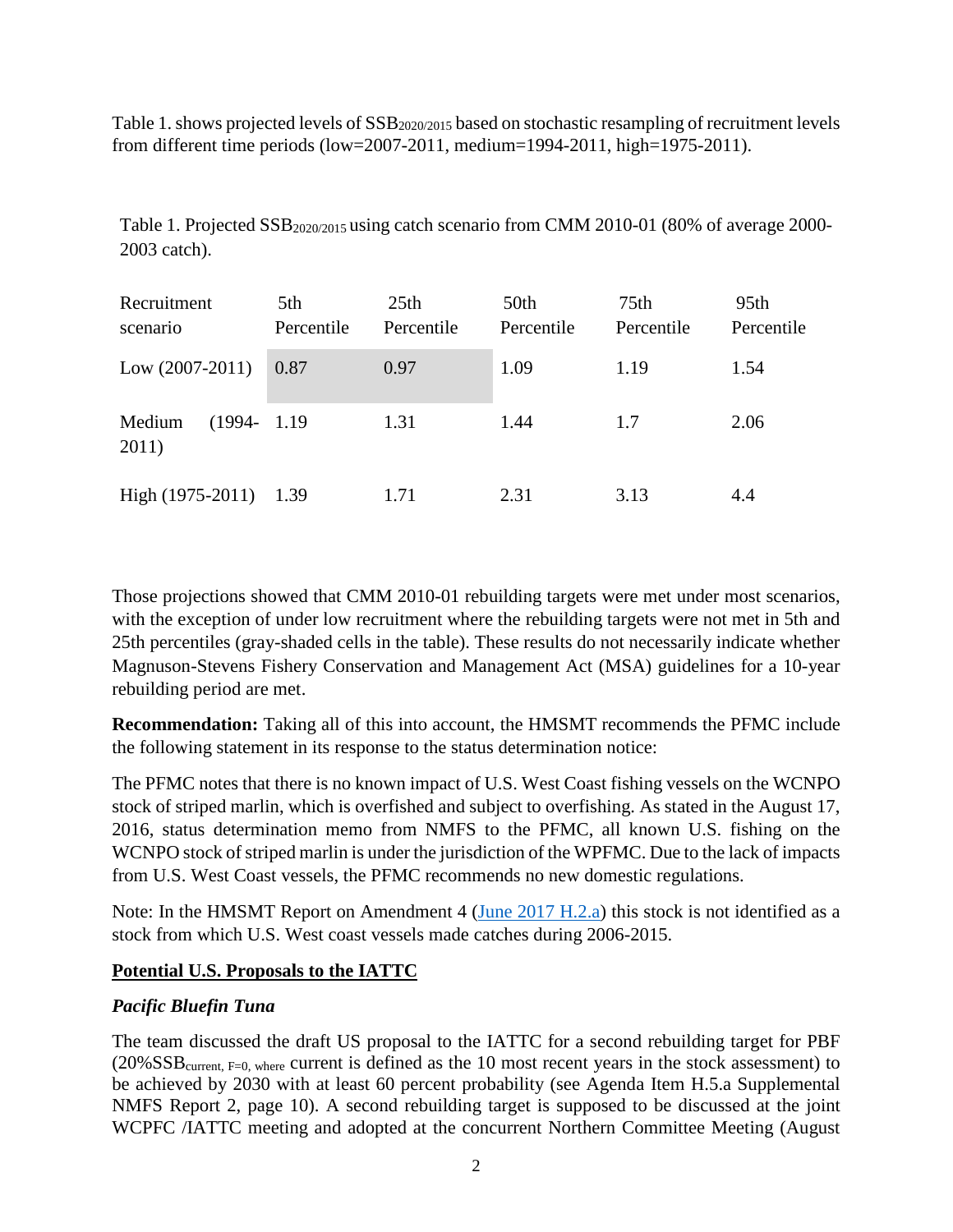Table 1. shows projected levels of $SSB_{2020/2015}$ based on stochastic resampling of recruitment levels from different time periods (low=2007-2011, medium=1994-2011, high=1975-2011).

Table 1. Projected $SSB_{2020/2015}$ using catch scenario from CMM 2010-01 (80% of average 2000-2003 catch).

| Recruitment scenario | 5th Percentile | 25th Percentile | 50th Percentile | 75th Percentile | 95th Percentile |
|---|---|---|---|---|---|
| Low (2007-2011) | 0.87 | 0.97 | 1.09 | 1.19 | 1.54 |
| Medium (1994-2011) | 1.19 | 1.31 | 1.44 | 1.7 | 2.06 |
| High (1975-2011) | 1.39 | 1.71 | 2.31 | 3.13 | 4.4 |

Those projections showed that CMM 2010-01 rebuilding targets were met under most scenarios, with the exception of under low recruitment where the rebuilding targets were not met in 5th and 25th percentiles (gray-shaded cells in the table). These results do not necessarily indicate whether Magnuson-Stevens Fishery Conservation and Management Act (MSA) guidelines for a 10-year rebuilding period are met.

**Recommendation:** Taking all of this into account, the HMSMT recommends the PFMC include the following statement in its response to the status determination notice:

The PFMC notes that there is no known impact of U.S. West Coast fishing vessels on the WCNPO stock of striped marlin, which is overfished and subject to overfishing. As stated in the August 17, 2016, status determination memo from NMFS to the PFMC, all known U.S. fishing on the WCNPO stock of striped marlin is under the jurisdiction of the WPFMC. Due to the lack of impacts from U.S. West Coast vessels, the PFMC recommends no new domestic regulations.

Note: In the HMSMT Report on Amendment 4 (June 2017 H.2.a) this stock is not identified as a stock from which U.S. West coast vessels made catches during 2006-2015.

**Potential U.S. Proposals to the IATTC**

***Pacific Bluefin Tuna***

The team discussed the draft US proposal to the IATTC for a second rebuilding target for PBF (20%$SSB_{current,\ F=0,\ where}$ current is defined as the 10 most recent years in the stock assessment) to be achieved by 2030 with at least 60 percent probability (see Agenda Item H.5.a Supplemental NMFS Report 2, page 10). A second rebuilding target is supposed to be discussed at the joint WCPFC /IATTC meeting and adopted at the concurrent Northern Committee Meeting (August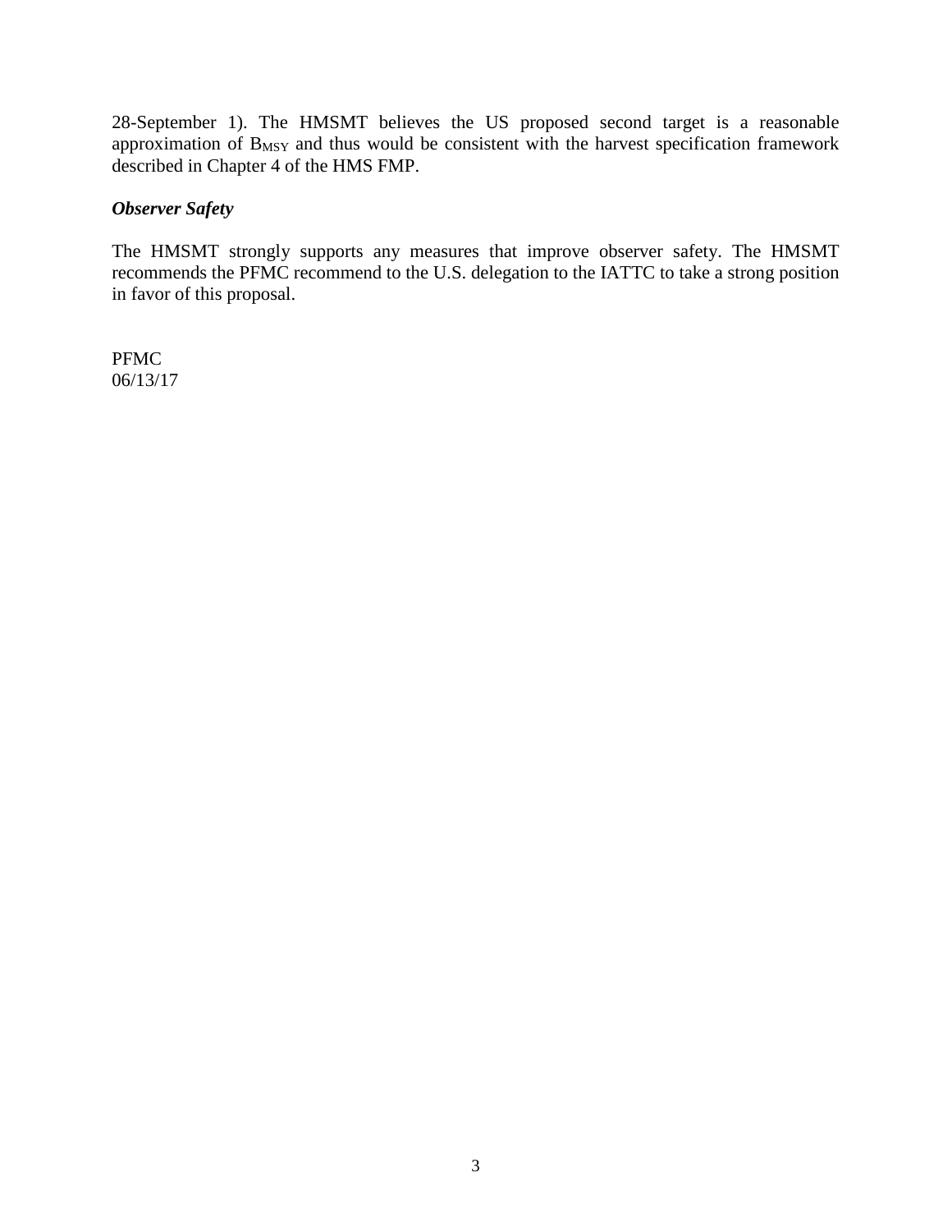28-September 1). The HMSMT believes the US proposed second target is a reasonable approximation of $B_{MSY}$ and thus would be consistent with the harvest specification framework described in Chapter 4 of the HMS FMP.

***Observer Safety***

The HMSMT strongly supports any measures that improve observer safety. The HMSMT recommends the PFMC recommend to the U.S. delegation to the IATTC to take a strong position in favor of this proposal.

PFMC  
06/13/17